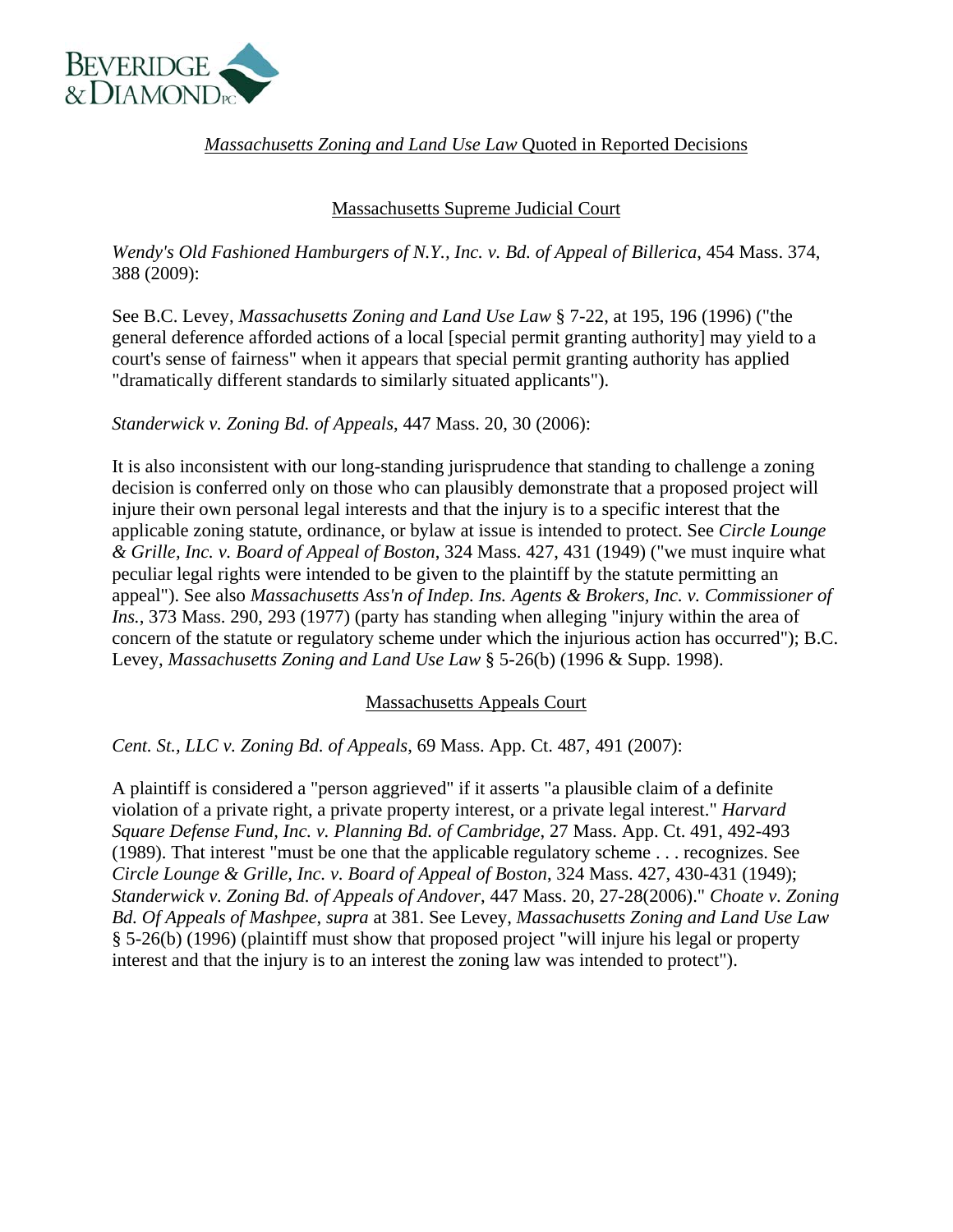BEVERIDGE & DIAMOND PC

## *Massachusetts Zoning and Land Use Law* Quoted in Reported Decisions

### Massachusetts Supreme Judicial Court

*Wendy's Old Fashioned Hamburgers of N.Y., Inc. v. Bd. of Appeal of Billerica*, 454 Mass. 374, 388 (2009):

See B.C. Levey, *Massachusetts Zoning and Land Use Law* § 7-22, at 195, 196 (1996) ("the general deference afforded actions of a local [special permit granting authority] may yield to a court's sense of fairness" when it appears that special permit granting authority has applied "dramatically different standards to similarly situated applicants").

*Standerwick v. Zoning Bd. of Appeals*, 447 Mass. 20, 30 (2006):

It is also inconsistent with our long-standing jurisprudence that standing to challenge a zoning decision is conferred only on those who can plausibly demonstrate that a proposed project will injure their own personal legal interests and that the injury is to a specific interest that the applicable zoning statute, ordinance, or bylaw at issue is intended to protect. See *Circle Lounge & Grille, Inc. v. Board of Appeal of Boston*, 324 Mass. 427, 431 (1949) ("we must inquire what peculiar legal rights were intended to be given to the plaintiff by the statute permitting an appeal"). See also *Massachusetts Ass'n of Indep. Ins. Agents & Brokers, Inc. v. Commissioner of Ins.*, 373 Mass. 290, 293 (1977) (party has standing when alleging "injury within the area of concern of the statute or regulatory scheme under which the injurious action has occurred"); B.C. Levey, *Massachusetts Zoning and Land Use Law* § 5-26(b) (1996 & Supp. 1998).

### Massachusetts Appeals Court

*Cent. St., LLC v. Zoning Bd. of Appeals*, 69 Mass. App. Ct. 487, 491 (2007):

A plaintiff is considered a "person aggrieved" if it asserts "a plausible claim of a definite violation of a private right, a private property interest, or a private legal interest." *Harvard Square Defense Fund, Inc. v. Planning Bd. of Cambridge*, 27 Mass. App. Ct. 491, 492-493 (1989). That interest "must be one that the applicable regulatory scheme . . . recognizes. See *Circle Lounge & Grille, Inc. v. Board of Appeal of Boston*, 324 Mass. 427, 430-431 (1949); *Standerwick v. Zoning Bd. of Appeals of Andover*, 447 Mass. 20, 27-28(2006)." *Choate v. Zoning Bd. Of Appeals of Mashpee*, *supra* at 381. See Levey, *Massachusetts Zoning and Land Use Law* § 5-26(b) (1996) (plaintiff must show that proposed project "will injure his legal or property interest and that the injury is to an interest the zoning law was intended to protect").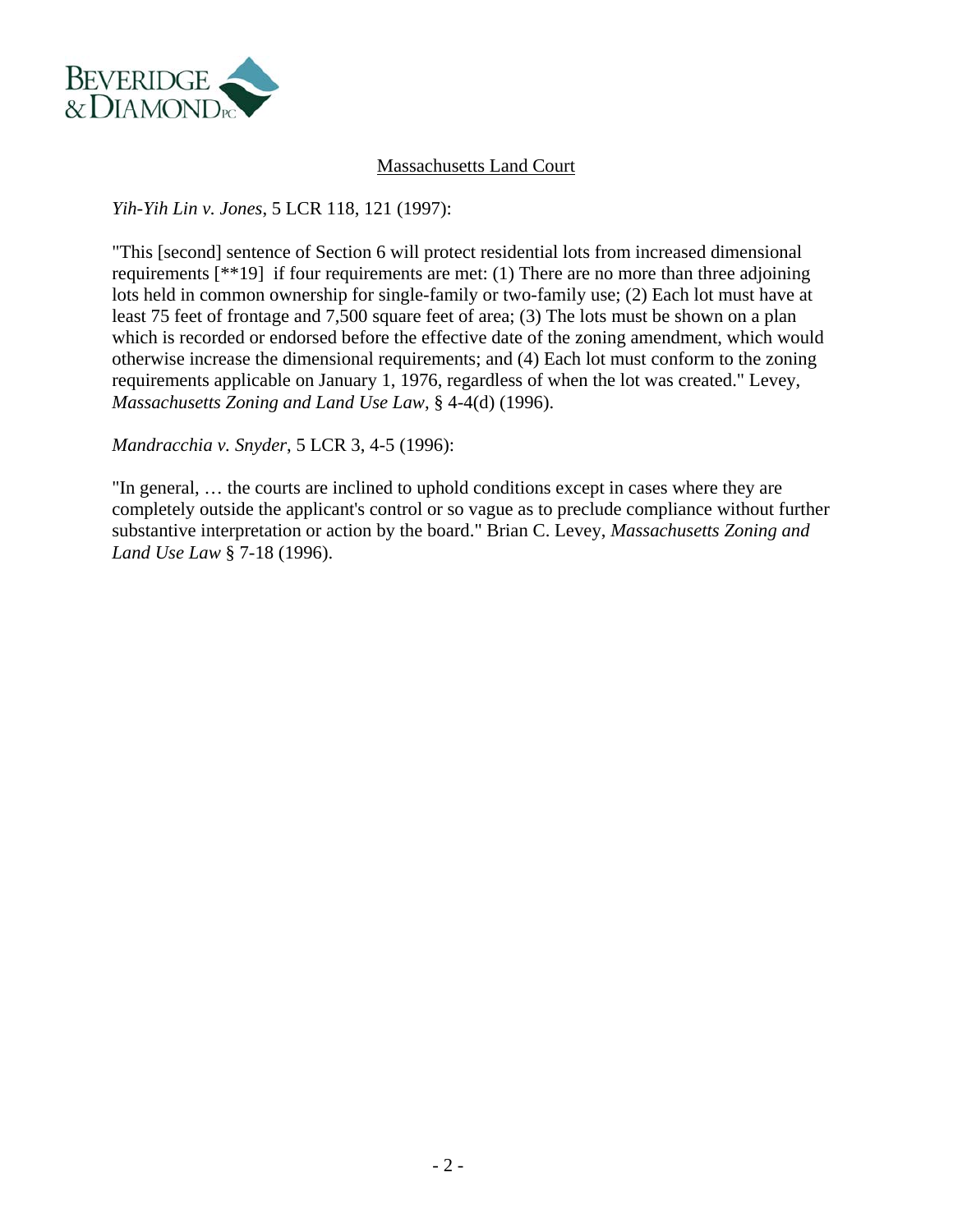<u>Massachusetts Land Court</u>

*Yih-Yih Lin v. Jones*, 5 LCR 118, 121 (1997):

"This [second] sentence of Section 6 will protect residential lots from increased dimensional requirements [**19] if four requirements are met: (1) There are no more than three adjoining lots held in common ownership for single-family or two-family use; (2) Each lot must have at least 75 feet of frontage and 7,500 square feet of area; (3) The lots must be shown on a plan which is recorded or endorsed before the effective date of the zoning amendment, which would otherwise increase the dimensional requirements; and (4) Each lot must conform to the zoning requirements applicable on January 1, 1976, regardless of when the lot was created." Levey, *Massachusetts Zoning and Land Use Law*, § 4-4(d) (1996).

*Mandracchia v. Snyder*, 5 LCR 3, 4-5 (1996):

"In general, … the courts are inclined to uphold conditions except in cases where they are completely outside the applicant's control or so vague as to preclude compliance without further substantive interpretation or action by the board." Brian C. Levey, *Massachusetts Zoning and Land Use Law* § 7-18 (1996).